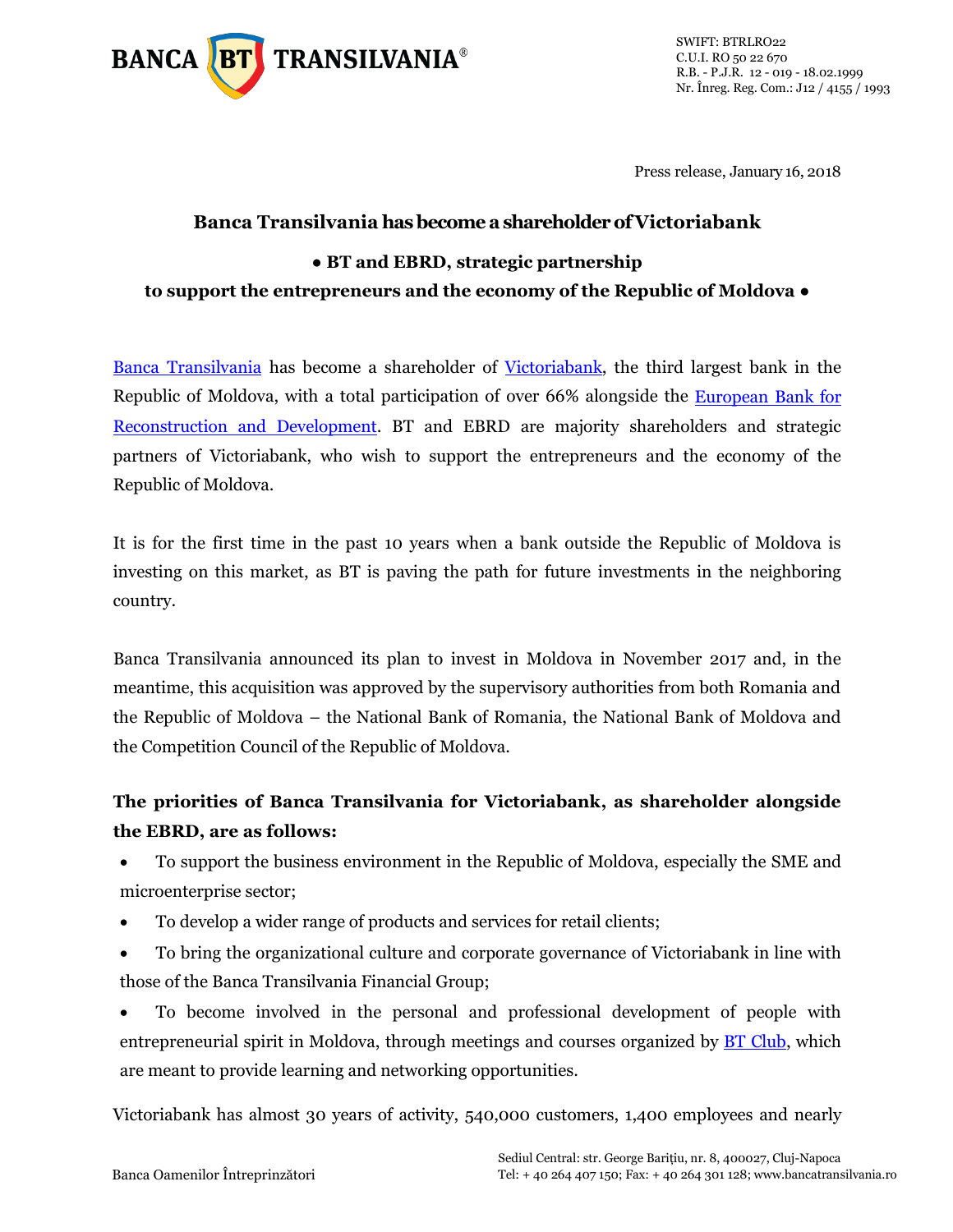Press release, January 16, 2018

# Banca Transilvania has become a shareholder of Victoriabank

**● BT and EBRD, strategic partnership to support the entrepreneurs and the economy of the Republic of Moldova ●**

Banca Transilvania has become a shareholder of Victoriabank, the third largest bank in the Republic of Moldova, with a total participation of over 66% alongside the European Bank for Reconstruction and Development. BT and EBRD are majority shareholders and strategic partners of Victoriabank, who wish to support the entrepreneurs and the economy of the Republic of Moldova.

It is for the first time in the past 10 years when a bank outside the Republic of Moldova is investing on this market, as BT is paving the path for future investments in the neighboring country.

Banca Transilvania announced its plan to invest in Moldova in November 2017 and, in the meantime, this acquisition was approved by the supervisory authorities from both Romania and the Republic of Moldova – the National Bank of Romania, the National Bank of Moldova and the Competition Council of the Republic of Moldova.

**The priorities of Banca Transilvania for Victoriabank, as shareholder alongside the EBRD, are as follows:**

- To support the business environment in the Republic of Moldova, especially the SME and microenterprise sector;
- To develop a wider range of products and services for retail clients;
- To bring the organizational culture and corporate governance of Victoriabank in line with those of the Banca Transilvania Financial Group;
- To become involved in the personal and professional development of people with entrepreneurial spirit in Moldova, through meetings and courses organized by BT Club, which are meant to provide learning and networking opportunities.

Victoriabank has almost 30 years of activity, 540,000 customers, 1,400 employees and nearly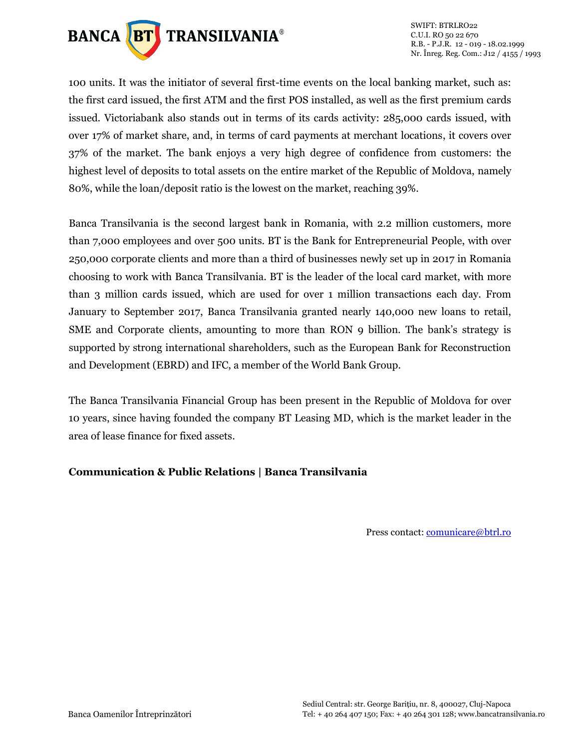100 units. It was the initiator of several first-time events on the local banking market, such as: the first card issued, the first ATM and the first POS installed, as well as the first premium cards issued. Victoriabank also stands out in terms of its cards activity: 285,000 cards issued, with over 17% of market share, and, in terms of card payments at merchant locations, it covers over 37% of the market. The bank enjoys a very high degree of confidence from customers: the highest level of deposits to total assets on the entire market of the Republic of Moldova, namely 80%, while the loan/deposit ratio is the lowest on the market, reaching 39%.

Banca Transilvania is the second largest bank in Romania, with 2.2 million customers, more than 7,000 employees and over 500 units. BT is the Bank for Entrepreneurial People, with over 250,000 corporate clients and more than a third of businesses newly set up in 2017 in Romania choosing to work with Banca Transilvania. BT is the leader of the local card market, with more than 3 million cards issued, which are used for over 1 million transactions each day. From January to September 2017, Banca Transilvania granted nearly 140,000 new loans to retail, SME and Corporate clients, amounting to more than RON 9 billion. The bank's strategy is supported by strong international shareholders, such as the European Bank for Reconstruction and Development (EBRD) and IFC, a member of the World Bank Group.

The Banca Transilvania Financial Group has been present in the Republic of Moldova for over 10 years, since having founded the company BT Leasing MD, which is the market leader in the area of lease finance for fixed assets.

**Communication & Public Relations | Banca Transilvania**

Press contact: comunicare@btrl.ro